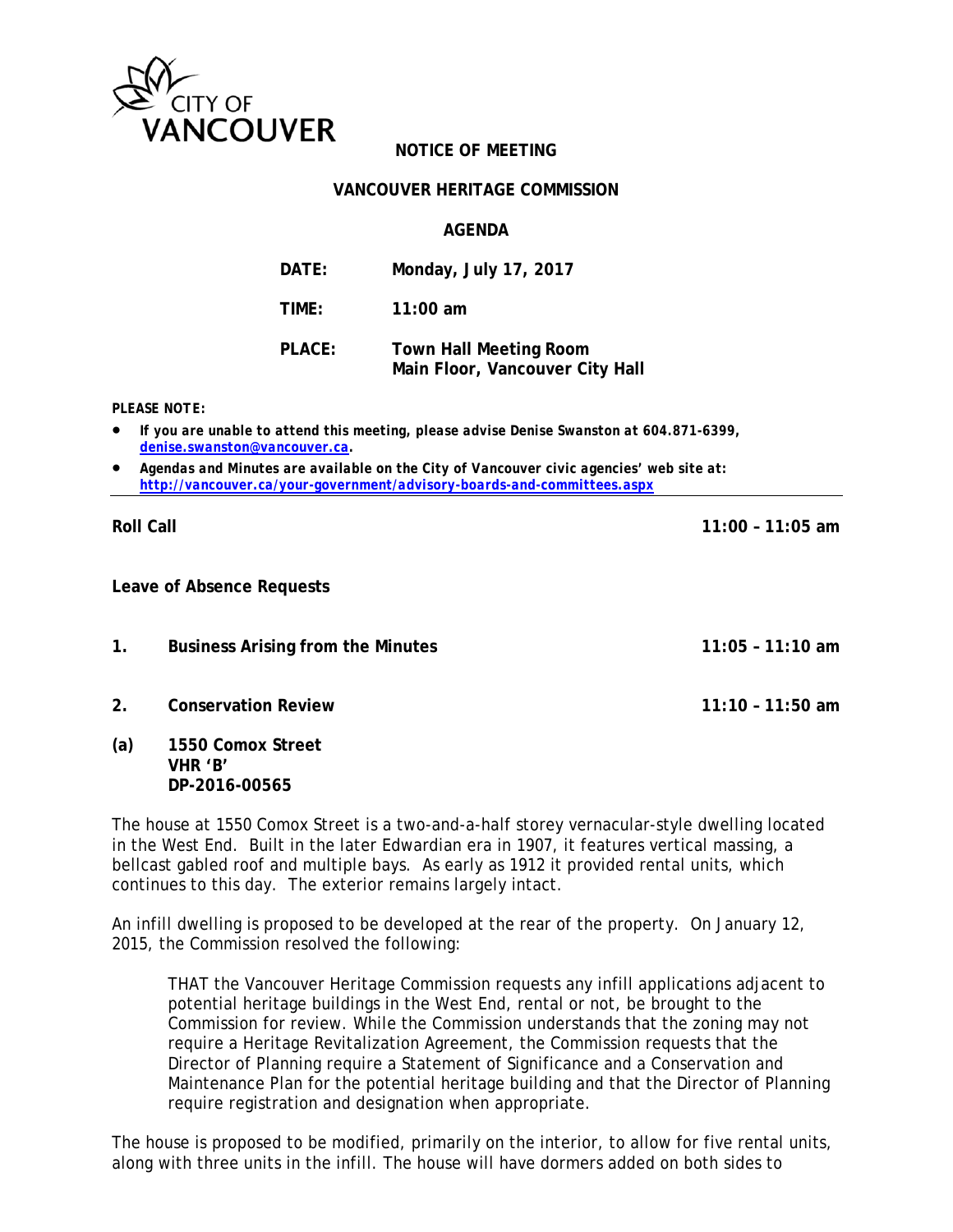CITY OF VANCOUVER

**NOTICE OF MEETING**

**VANCOUVER HERITAGE COMMISSION**

**AGENDA**

**DATE:** Monday, July 17, 2017

**TIME:** 11:00 am

**PLACE:** Town Hall Meeting Room
Main Floor, Vancouver City Hall

***PLEASE NOTE:***

- ***If you are unable to attend this meeting, please advise Denise Swanston at 604.871-6399, [denise.swanston@vancouver.ca](mailto:denise.swanston@vancouver.ca).***
- ***Agendas and Minutes are available on the City of Vancouver civic agencies' web site at: [http://vancouver.ca/your-government/advisory-boards-and-committees.aspx](http://vancouver.ca/your-government/advisory-boards-and-committees.aspx)***

---

**Roll Call** — **11:00 – 11:05 am**

**Leave of Absence Requests**

**1. Business Arising from the Minutes** — **11:05 – 11:10 am**

**2. Conservation Review** — **11:10 – 11:50 am**

**(a) 1550 Comox Street
VHR 'B'
DP-2016-00565**

The house at 1550 Comox Street is a two-and-a-half storey vernacular-style dwelling located in the West End. Built in the later Edwardian era in 1907, it features vertical massing, a bellcast gabled roof and multiple bays. As early as 1912 it provided rental units, which continues to this day. The exterior remains largely intact.

An infill dwelling is proposed to be developed at the rear of the property. On January 12, 2015, the Commission resolved the following:

> THAT the Vancouver Heritage Commission requests any infill applications adjacent to potential heritage buildings in the West End, rental or not, be brought to the Commission for review. While the Commission understands that the zoning may not require a Heritage Revitalization Agreement, the Commission requests that the Director of Planning require a Statement of Significance and a Conservation and Maintenance Plan for the potential heritage building and that the Director of Planning require registration and designation when appropriate.

The house is proposed to be modified, primarily on the interior, to allow for five rental units, along with three units in the infill. The house will have dormers added on both sides to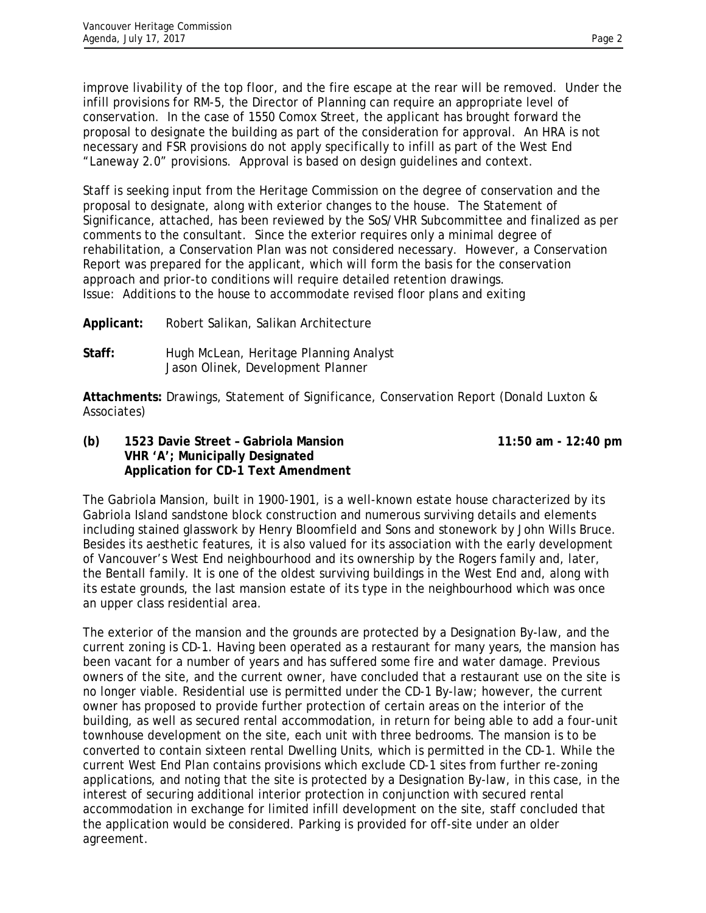improve livability of the top floor, and the fire escape at the rear will be removed. Under the infill provisions for RM-5, the Director of Planning can require an appropriate level of conservation. In the case of 1550 Comox Street, the applicant has brought forward the proposal to designate the building as part of the consideration for approval. An HRA is not necessary and FSR provisions do not apply specifically to infill as part of the West End "Laneway 2.0" provisions. Approval is based on design guidelines and context.

Staff is seeking input from the Heritage Commission on the degree of conservation and the proposal to designate, along with exterior changes to the house. The Statement of Significance, attached, has been reviewed by the SoS/VHR Subcommittee and finalized as per comments to the consultant. Since the exterior requires only a minimal degree of rehabilitation, a Conservation Plan was not considered necessary. However, a Conservation Report was prepared for the applicant, which will form the basis for the conservation approach and prior-to conditions will require detailed retention drawings.
Issue: Additions to the house to accommodate revised floor plans and exiting

**Applicant:** Robert Salikan, Salikan Architecture

**Staff:** Hugh McLean, Heritage Planning Analyst
Jason Olinek, Development Planner

**Attachments:** Drawings, Statement of Significance, Conservation Report (Donald Luxton & Associates)

**(b) 1523 Davie Street – Gabriola Mansion** **11:50 am - 12:40 pm**
**VHR 'A'; Municipally Designated**
**Application for CD-1 Text Amendment**

The Gabriola Mansion, built in 1900-1901, is a well-known estate house characterized by its Gabriola Island sandstone block construction and numerous surviving details and elements including stained glasswork by Henry Bloomfield and Sons and stonework by John Wills Bruce. Besides its aesthetic features, it is also valued for its association with the early development of Vancouver's West End neighbourhood and its ownership by the Rogers family and, later, the Bentall family. It is one of the oldest surviving buildings in the West End and, along with its estate grounds, the last mansion estate of its type in the neighbourhood which was once an upper class residential area.

The exterior of the mansion and the grounds are protected by a Designation By-law, and the current zoning is CD-1. Having been operated as a restaurant for many years, the mansion has been vacant for a number of years and has suffered some fire and water damage. Previous owners of the site, and the current owner, have concluded that a restaurant use on the site is no longer viable. Residential use is permitted under the CD-1 By-law; however, the current owner has proposed to provide further protection of certain areas on the interior of the building, as well as secured rental accommodation, in return for being able to add a four-unit townhouse development on the site, each unit with three bedrooms. The mansion is to be converted to contain sixteen rental Dwelling Units, which is permitted in the CD-1. While the current West End Plan contains provisions which exclude CD-1 sites from further re-zoning applications, and noting that the site is protected by a Designation By-law, in this case, in the interest of securing additional interior protection in conjunction with secured rental accommodation in exchange for limited infill development on the site, staff concluded that the application would be considered. Parking is provided for off-site under an older agreement.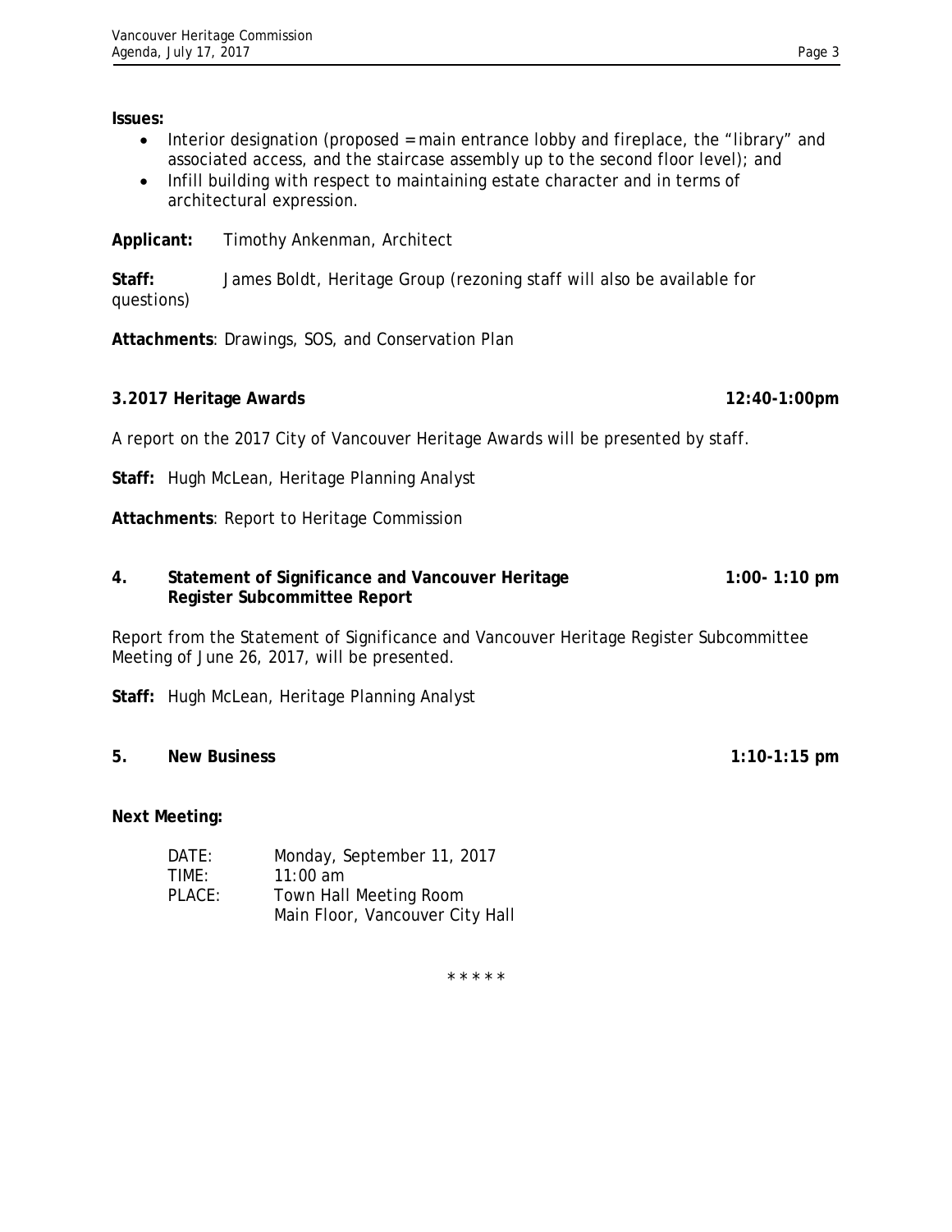**Issues:**

- Interior designation (proposed = main entrance lobby and fireplace, the "library" and associated access, and the staircase assembly up to the second floor level); and
- Infill building with respect to maintaining estate character and in terms of architectural expression.

**Applicant:** Timothy Ankenman, Architect

**Staff:** James Boldt, Heritage Group (rezoning staff will also be available for questions)

**Attachments**: Drawings, SOS, and Conservation Plan

**3.2017 Heritage Awards** **12:40-1:00pm**

A report on the 2017 City of Vancouver Heritage Awards will be presented by staff.

**Staff:** Hugh McLean, Heritage Planning Analyst

**Attachments**: Report to Heritage Commission

**4. Statement of Significance and Vancouver Heritage Register Subcommittee Report** **1:00- 1:10 pm**

Report from the Statement of Significance and Vancouver Heritage Register Subcommittee Meeting of June 26, 2017, will be presented.

**Staff:** Hugh McLean, Heritage Planning Analyst

**5. New Business** **1:10-1:15 pm**

**Next Meeting:**

DATE: Monday, September 11, 2017
TIME: 11:00 am
PLACE: Town Hall Meeting Room
Main Floor, Vancouver City Hall

* * * * *